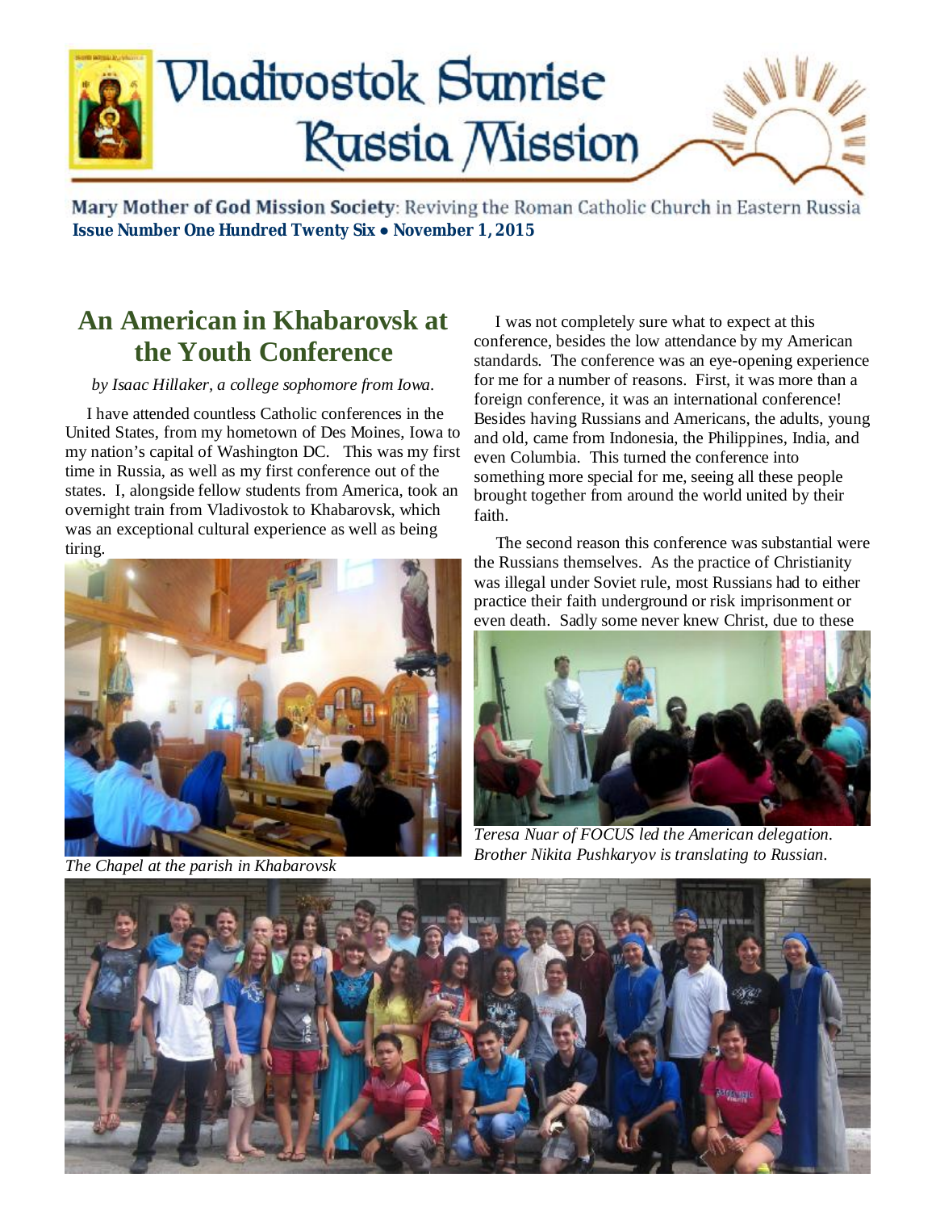# Vladivostok Sunrise Russia Mission

**Mary Mother of God Mission Society**: Reviving the Roman Catholic Church in Eastern Russia

**Issue Number One Hundred Twenty Six • November 1, 2015**

## An American in Khabarovsk at the Youth Conference

*by Isaac Hillaker, a college sophomore from Iowa.*

I have attended countless Catholic conferences in the United States, from my hometown of Des Moines, Iowa to my nation's capital of Washington DC. This was my first time in Russia, as well as my first conference out of the states. I, alongside fellow students from America, took an overnight train from Vladivostok to Khabarovsk, which was an exceptional cultural experience as well as being tiring.

*The Chapel at the parish in Khabarovsk*

I was not completely sure what to expect at this conference, besides the low attendance by my American standards. The conference was an eye-opening experience for me for a number of reasons. First, it was more than a foreign conference, it was an international conference! Besides having Russians and Americans, the adults, young and old, came from Indonesia, the Philippines, India, and even Columbia. This turned the conference into something more special for me, seeing all these people brought together from around the world united by their faith.

The second reason this conference was substantial were the Russians themselves. As the practice of Christianity was illegal under Soviet rule, most Russians had to either practice their faith underground or risk imprisonment or even death. Sadly some never knew Christ, due to these

*Teresa Nuar of FOCUS led the American delegation. Brother Nikita Pushkaryov is translating to Russian.*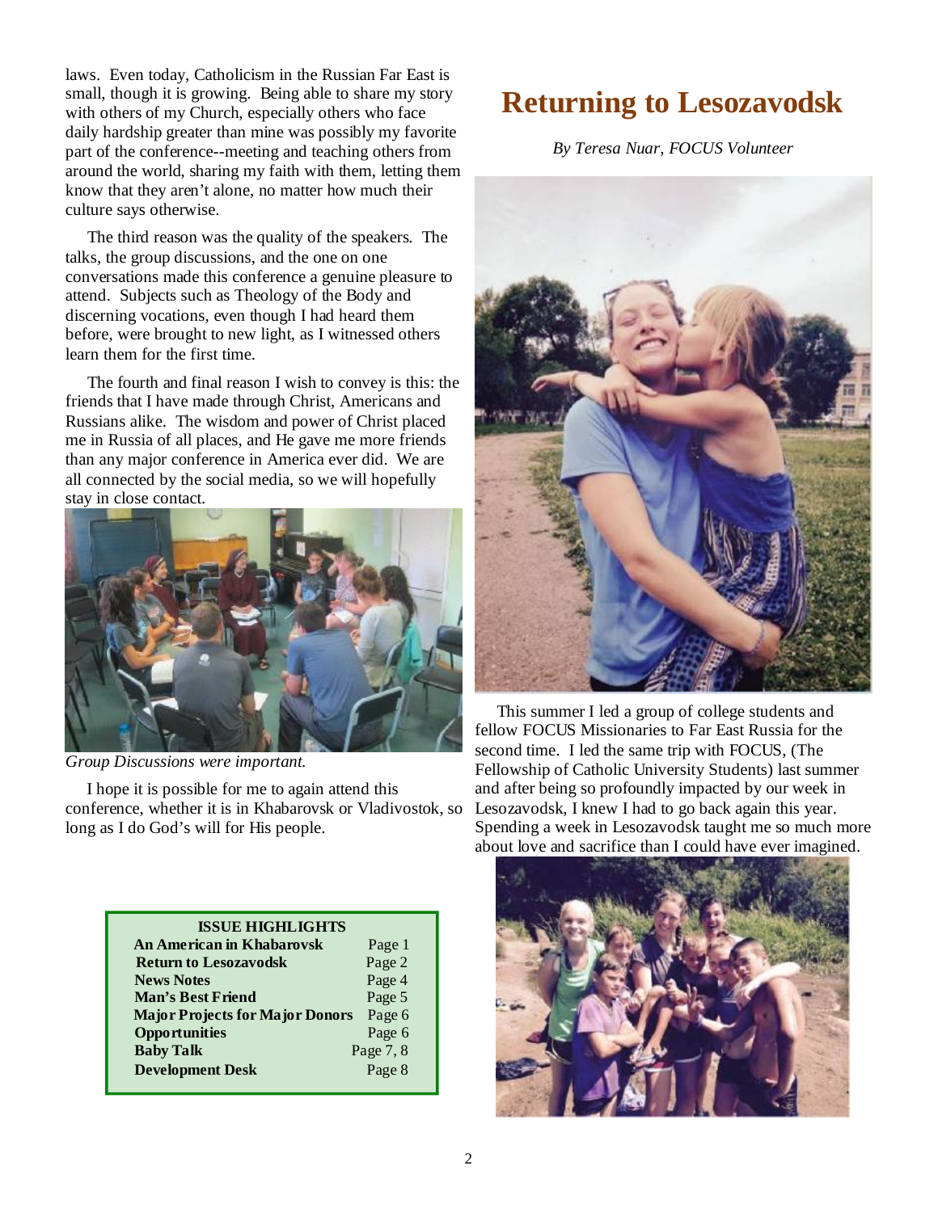laws. Even today, Catholicism in the Russian Far East is small, though it is growing. Being able to share my story with others of my Church, especially others who face daily hardship greater than mine was possibly my favorite part of the conference--meeting and teaching others from around the world, sharing my faith with them, letting them know that they aren't alone, no matter how much their culture says otherwise.

The third reason was the quality of the speakers. The talks, the group discussions, and the one on one conversations made this conference a genuine pleasure to attend. Subjects such as Theology of the Body and discerning vocations, even though I had heard them before, were brought to new light, as I witnessed others learn them for the first time.

The fourth and final reason I wish to convey is this: the friends that I have made through Christ, Americans and Russians alike. The wisdom and power of Christ placed me in Russia of all places, and He gave me more friends than any major conference in America ever did. We are all connected by the social media, so we will hopefully stay in close contact.

*Group Discussions were important.*

I hope it is possible for me to again attend this conference, whether it is in Khabarovsk or Vladivostok, so long as I do God's will for His people.

| ISSUE HIGHLIGHTS | |
|---|---|
| **An American in Khabarovsk** | Page 1 |
| **Return to Lesozavodsk** | Page 2 |
| **News Notes** | Page 4 |
| **Man's Best Friend** | Page 5 |
| **Major Projects for Major Donors** | Page 6 |
| **Opportunities** | Page 6 |
| **Baby Talk** | Page 7, 8 |
| **Development Desk** | Page 8 |

# Returning to Lesozavodsk

*By Teresa Nuar, FOCUS Volunteer*

This summer I led a group of college students and fellow FOCUS Missionaries to Far East Russia for the second time. I led the same trip with FOCUS, (The Fellowship of Catholic University Students) last summer and after being so profoundly impacted by our week in Lesozavodsk, I knew I had to go back again this year. Spending a week in Lesozavodsk taught me so much more about love and sacrifice than I could have ever imagined.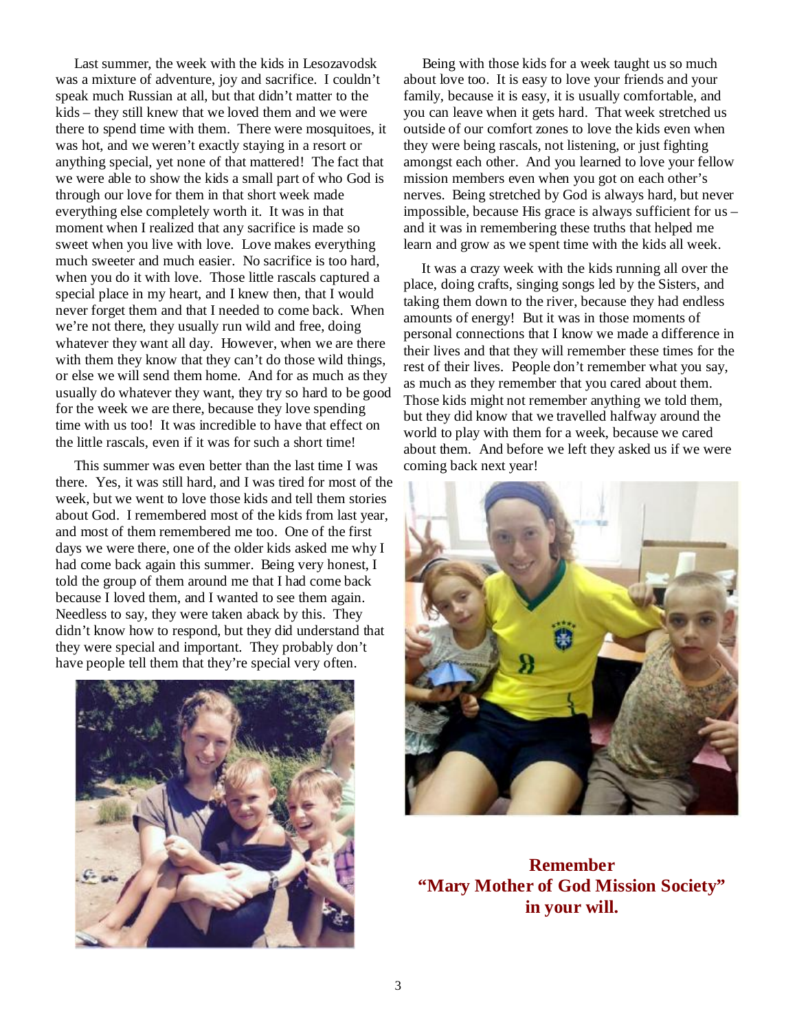Last summer, the week with the kids in Lesozavodsk was a mixture of adventure, joy and sacrifice. I couldn't speak much Russian at all, but that didn't matter to the kids – they still knew that we loved them and we were there to spend time with them. There were mosquitoes, it was hot, and we weren't exactly staying in a resort or anything special, yet none of that mattered! The fact that we were able to show the kids a small part of who God is through our love for them in that short week made everything else completely worth it. It was in that moment when I realized that any sacrifice is made so sweet when you live with love. Love makes everything much sweeter and much easier. No sacrifice is too hard, when you do it with love. Those little rascals captured a special place in my heart, and I knew then, that I would never forget them and that I needed to come back. When we're not there, they usually run wild and free, doing whatever they want all day. However, when we are there with them they know that they can't do those wild things, or else we will send them home. And for as much as they usually do whatever they want, they try so hard to be good for the week we are there, because they love spending time with us too! It was incredible to have that effect on the little rascals, even if it was for such a short time!

This summer was even better than the last time I was there. Yes, it was still hard, and I was tired for most of the week, but we went to love those kids and tell them stories about God. I remembered most of the kids from last year, and most of them remembered me too. One of the first days we were there, one of the older kids asked me why I had come back again this summer. Being very honest, I told the group of them around me that I had come back because I loved them, and I wanted to see them again. Needless to say, they were taken aback by this. They didn't know how to respond, but they did understand that they were special and important. They probably don't have people tell them that they're special very often.

Being with those kids for a week taught us so much about love too. It is easy to love your friends and your family, because it is easy, it is usually comfortable, and you can leave when it gets hard. That week stretched us outside of our comfort zones to love the kids even when they were being rascals, not listening, or just fighting amongst each other. And you learned to love your fellow mission members even when you got on each other's nerves. Being stretched by God is always hard, but never impossible, because His grace is always sufficient for us – and it was in remembering these truths that helped me learn and grow as we spent time with the kids all week.

It was a crazy week with the kids running all over the place, doing crafts, singing songs led by the Sisters, and taking them down to the river, because they had endless amounts of energy! But it was in those moments of personal connections that I know we made a difference in their lives and that they will remember these times for the rest of their lives. People don't remember what you say, as much as they remember that you cared about them. Those kids might not remember anything we told them, but they did know that we travelled halfway around the world to play with them for a week, because we cared about them. And before we left they asked us if we were coming back next year!

**Remember**
**"Mary Mother of God Mission Society"**
**in your will.**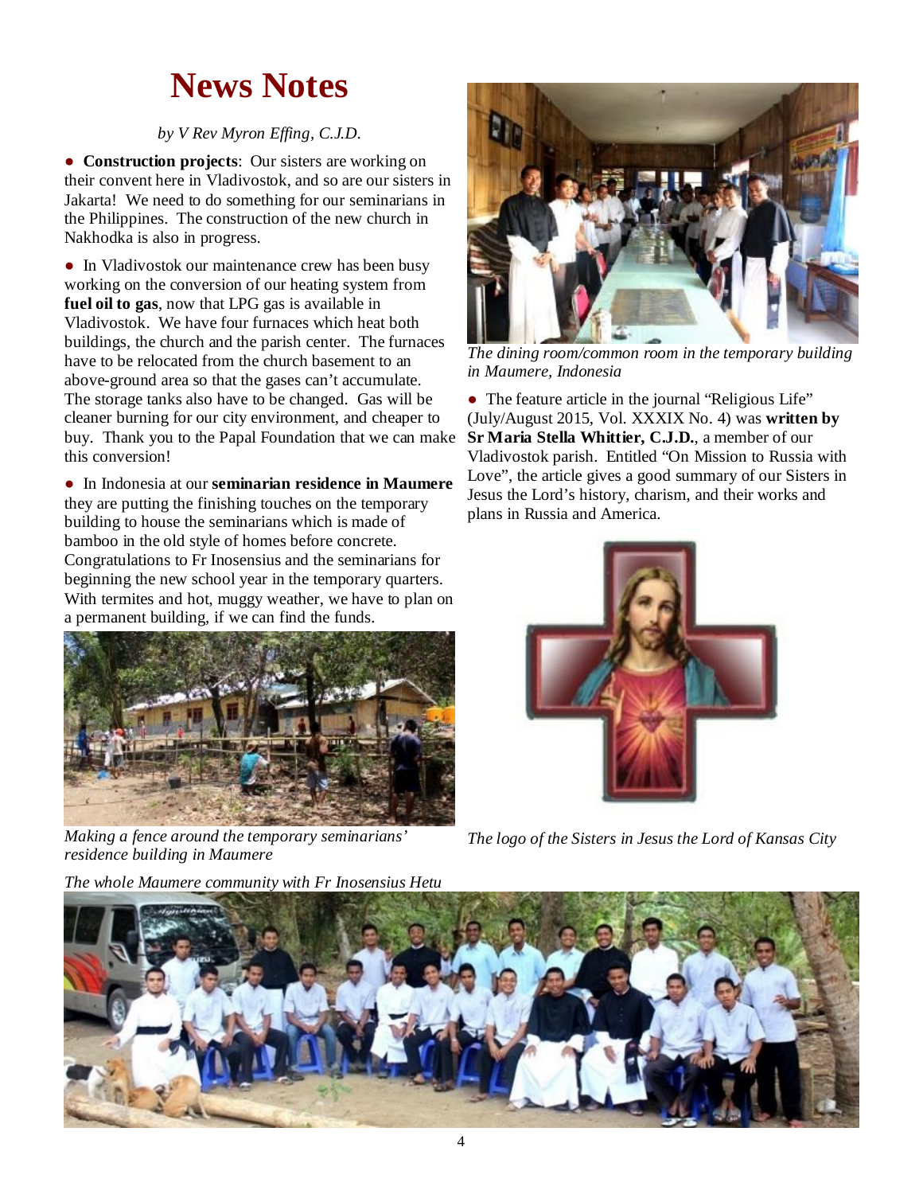# News Notes

*by V Rev Myron Effing, C.J.D.*

● **Construction projects**: Our sisters are working on their convent here in Vladivostok, and so are our sisters in Jakarta! We need to do something for our seminarians in the Philippines. The construction of the new church in Nakhodka is also in progress.

● In Vladivostok our maintenance crew has been busy working on the conversion of our heating system from **fuel oil to gas**, now that LPG gas is available in Vladivostok. We have four furnaces which heat both buildings, the church and the parish center. The furnaces have to be relocated from the church basement to an above-ground area so that the gases can't accumulate. The storage tanks also have to be changed. Gas will be cleaner burning for our city environment, and cheaper to buy. Thank you to the Papal Foundation that we can make this conversion!

● In Indonesia at our **seminarian residence in Maumere** they are putting the finishing touches on the temporary building to house the seminarians which is made of bamboo in the old style of homes before concrete. Congratulations to Fr Inosensius and the seminarians for beginning the new school year in the temporary quarters. With termites and hot, muggy weather, we have to plan on a permanent building, if we can find the funds.

*Making a fence around the temporary seminarians' residence building in Maumere*

*The dining room/common room in the temporary building in Maumere, Indonesia*

● The feature article in the journal "Religious Life" (July/August 2015, Vol. XXXIX No. 4) was **written by Sr Maria Stella Whittier, C.J.D.**, a member of our Vladivostok parish. Entitled "On Mission to Russia with Love", the article gives a good summary of our Sisters in Jesus the Lord's history, charism, and their works and plans in Russia and America.

*The logo of the Sisters in Jesus the Lord of Kansas City*

*The whole Maumere community with Fr Inosensius Hetu*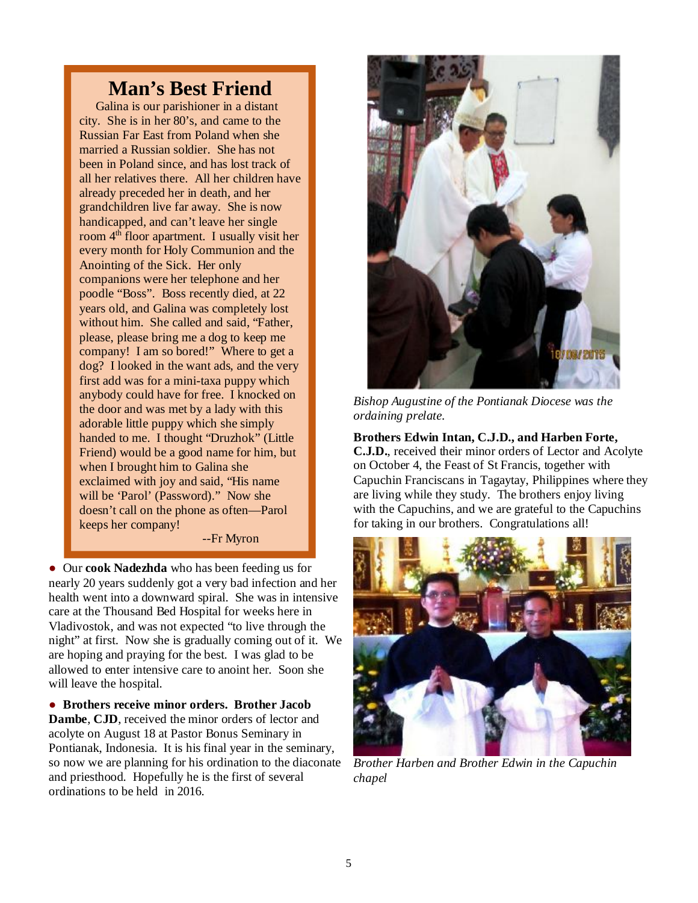## Man's Best Friend

Galina is our parishioner in a distant city. She is in her 80's, and came to the Russian Far East from Poland when she married a Russian soldier. She has not been in Poland since, and has lost track of all her relatives there. All her children have already preceded her in death, and her grandchildren live far away. She is now handicapped, and can't leave her single room 4th floor apartment. I usually visit her every month for Holy Communion and the Anointing of the Sick. Her only companions were her telephone and her poodle "Boss". Boss recently died, at 22 years old, and Galina was completely lost without him. She called and said, "Father, please, please bring me a dog to keep me company! I am so bored!" Where to get a dog? I looked in the want ads, and the very first add was for a mini-taxa puppy which anybody could have for free. I knocked on the door and was met by a lady with this adorable little puppy which she simply handed to me. I thought "Druzhok" (Little Friend) would be a good name for him, but when I brought him to Galina she exclaimed with joy and said, "His name will be 'Parol' (Password)." Now she doesn't call on the phone as often—Parol keeps her company!

--Fr Myron

● Our **cook Nadezhda** who has been feeding us for nearly 20 years suddenly got a very bad infection and her health went into a downward spiral. She was in intensive care at the Thousand Bed Hospital for weeks here in Vladivostok, and was not expected "to live through the night" at first. Now she is gradually coming out of it. We are hoping and praying for the best. I was glad to be allowed to enter intensive care to anoint her. Soon she will leave the hospital.

● **Brothers receive minor orders. Brother Jacob Dambe**, **CJD**, received the minor orders of lector and acolyte on August 18 at Pastor Bonus Seminary in Pontianak, Indonesia. It is his final year in the seminary, so now we are planning for his ordination to the diaconate and priesthood. Hopefully he is the first of several ordinations to be held in 2016.

*Bishop Augustine of the Pontianak Diocese was the ordaining prelate.*

**Brothers Edwin Intan, C.J.D., and Harben Forte, C.J.D.**, received their minor orders of Lector and Acolyte on October 4, the Feast of St Francis, together with Capuchin Franciscans in Tagaytay, Philippines where they are living while they study. The brothers enjoy living with the Capuchins, and we are grateful to the Capuchins for taking in our brothers. Congratulations all!

*Brother Harben and Brother Edwin in the Capuchin chapel*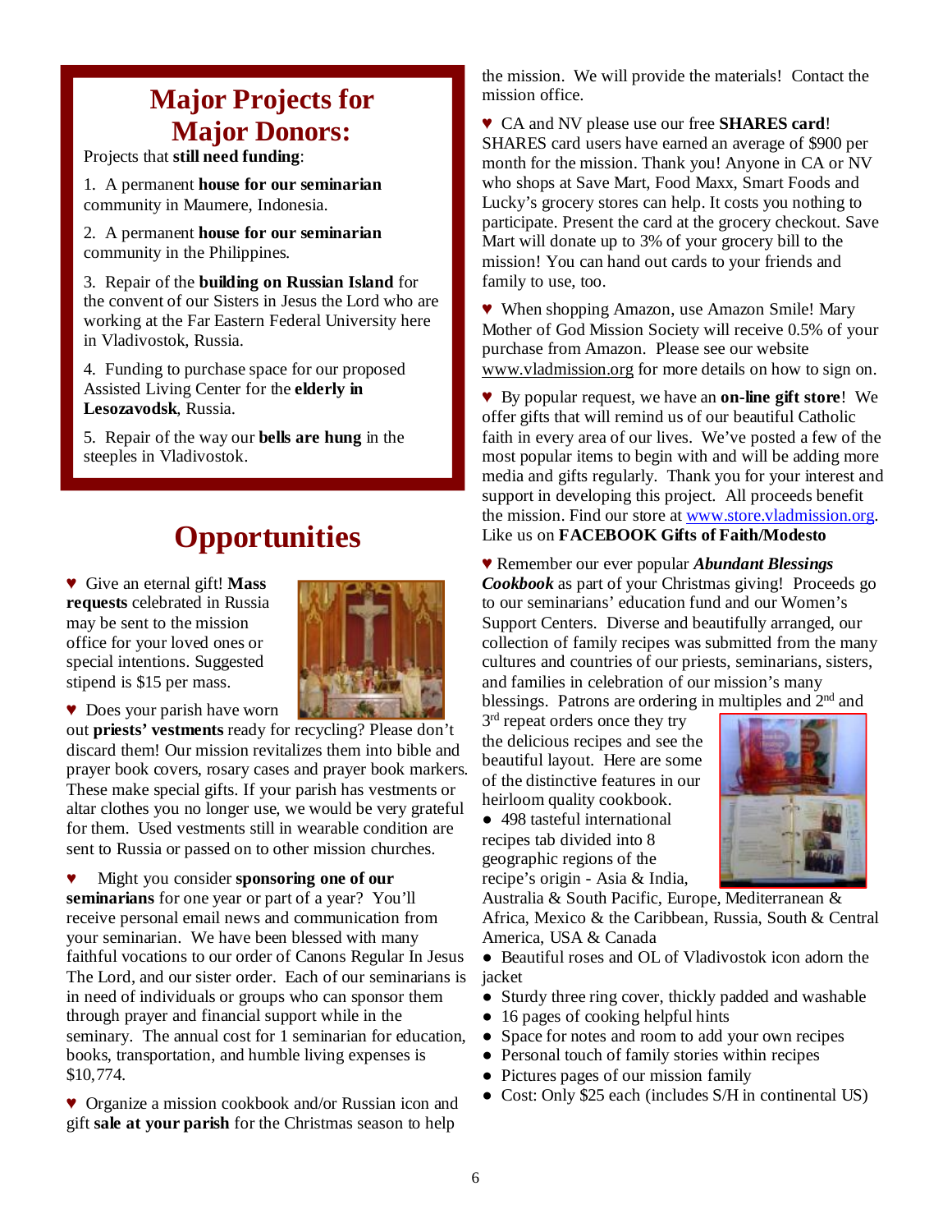# Major Projects for Major Donors:

Projects that **still need funding**:

1. A permanent **house for our seminarian** community in Maumere, Indonesia.
2. A permanent **house for our seminarian** community in the Philippines.
3. Repair of the **building on Russian Island** for the convent of our Sisters in Jesus the Lord who are working at the Far Eastern Federal University here in Vladivostok, Russia.
4. Funding to purchase space for our proposed Assisted Living Center for the **elderly in Lesozavodsk**, Russia.
5. Repair of the way our **bells are hung** in the steeples in Vladivostok.

# Opportunities

♥ Give an eternal gift! **Mass requests** celebrated in Russia may be sent to the mission office for your loved ones or special intentions. Suggested stipend is $15 per mass.

♥ Does your parish have worn out **priests' vestments** ready for recycling? Please don't discard them! Our mission revitalizes them into bible and prayer book covers, rosary cases and prayer book markers. These make special gifts. If your parish has vestments or altar clothes you no longer use, we would be very grateful for them. Used vestments still in wearable condition are sent to Russia or passed on to other mission churches.

♥ Might you consider **sponsoring one of our seminarians** for one year or part of a year? You'll receive personal email news and communication from your seminarian. We have been blessed with many faithful vocations to our order of Canons Regular In Jesus The Lord, and our sister order. Each of our seminarians is in need of individuals or groups who can sponsor them through prayer and financial support while in the seminary. The annual cost for 1 seminarian for education, books, transportation, and humble living expenses is $10,774.

♥ Organize a mission cookbook and/or Russian icon and gift **sale at your parish** for the Christmas season to help the mission. We will provide the materials! Contact the mission office.

♥ CA and NV please use our free **SHARES card**! SHARES card users have earned an average of $900 per month for the mission. Thank you! Anyone in CA or NV who shops at Save Mart, Food Maxx, Smart Foods and Lucky's grocery stores can help. It costs you nothing to participate. Present the card at the grocery checkout. Save Mart will donate up to 3% of your grocery bill to the mission! You can hand out cards to your friends and family to use, too.

♥ When shopping Amazon, use Amazon Smile! Mary Mother of God Mission Society will receive 0.5% of your purchase from Amazon. Please see our website www.vladmission.org for more details on how to sign on.

♥ By popular request, we have an **on-line gift store**! We offer gifts that will remind us of our beautiful Catholic faith in every area of our lives. We've posted a few of the most popular items to begin with and will be adding more media and gifts regularly. Thank you for your interest and support in developing this project. All proceeds benefit the mission. Find our store at www.store.vladmission.org. Like us on **FACEBOOK Gifts of Faith/Modesto**

♥ Remember our ever popular ***Abundant Blessings Cookbook*** as part of your Christmas giving! Proceeds go to our seminarians' education fund and our Women's Support Centers. Diverse and beautifully arranged, our collection of family recipes was submitted from the many cultures and countries of our priests, seminarians, sisters, and families in celebration of our mission's many blessings. Patrons are ordering in multiples and 2nd and 3rd repeat orders once they try the delicious recipes and see the beautiful layout. Here are some of the distinctive features in our heirloom quality cookbook.

- 498 tasteful international recipes tab divided into 8 geographic regions of the recipe's origin - Asia & India, Australia & South Pacific, Europe, Mediterranean & Africa, Mexico & the Caribbean, Russia, South & Central America, USA & Canada
- Beautiful roses and OL of Vladivostok icon adorn the jacket
- Sturdy three ring cover, thickly padded and washable
- 16 pages of cooking helpful hints
- Space for notes and room to add your own recipes
- Personal touch of family stories within recipes
- Pictures pages of our mission family
- Cost: Only $25 each (includes S/H in continental US)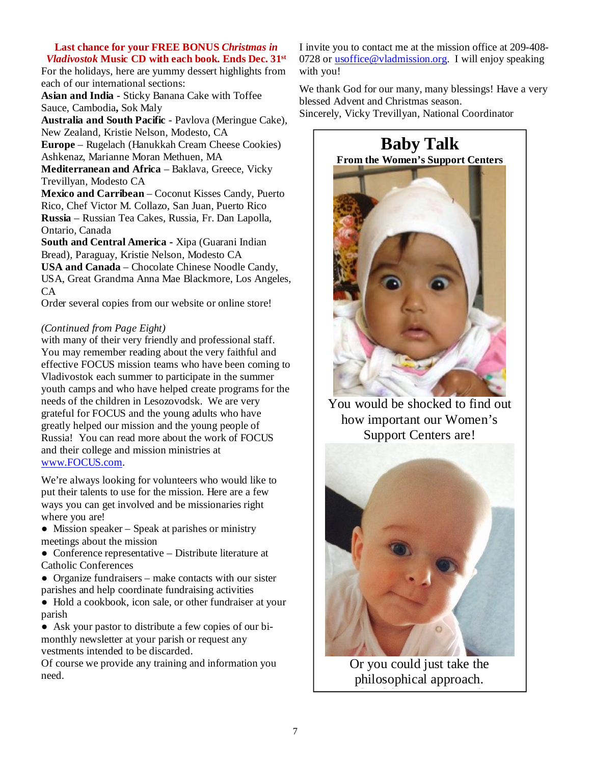**Last chance for your FREE BONUS *Christmas in Vladivostok* Music CD with each book. Ends Dec. 31st**

For the holidays, here are yummy dessert highlights from each of our international sections:

**Asian and India** - Sticky Banana Cake with Toffee Sauce, Cambodia**,** Sok Maly

**Australia and South Pacific** - Pavlova (Meringue Cake), New Zealand, Kristie Nelson, Modesto, CA

**Europe** – Rugelach (Hanukkah Cream Cheese Cookies) Ashkenaz, Marianne Moran Methuen, MA

**Mediterranean and Africa** – Baklava, Greece, Vicky Trevillyan, Modesto CA

**Mexico and Carribean** – Coconut Kisses Candy, Puerto Rico, Chef Victor M. Collazo, San Juan, Puerto Rico

**Russia** – Russian Tea Cakes, Russia, Fr. Dan Lapolla, Ontario, Canada

**South and Central America** - Xipa (Guarani Indian Bread), Paraguay, Kristie Nelson, Modesto CA

**USA and Canada** – Chocolate Chinese Noodle Candy, USA, Great Grandma Anna Mae Blackmore, Los Angeles, CA

Order several copies from our website or online store!

*(Continued from Page Eight)*

with many of their very friendly and professional staff. You may remember reading about the very faithful and effective FOCUS mission teams who have been coming to Vladivostok each summer to participate in the summer youth camps and who have helped create programs for the needs of the children in Lesozovodsk. We are very grateful for FOCUS and the young adults who have greatly helped our mission and the young people of Russia! You can read more about the work of FOCUS and their college and mission ministries at www.FOCUS.com.

We're always looking for volunteers who would like to put their talents to use for the mission. Here are a few ways you can get involved and be missionaries right where you are!

- Mission speaker – Speak at parishes or ministry meetings about the mission
- Conference representative – Distribute literature at Catholic Conferences
- Organize fundraisers – make contacts with our sister parishes and help coordinate fundraising activities
- Hold a cookbook, icon sale, or other fundraiser at your parish
- Ask your pastor to distribute a few copies of our bi-monthly newsletter at your parish or request any vestments intended to be discarded.

Of course we provide any training and information you need.

I invite you to contact me at the mission office at 209-408-0728 or usoffice@vladmission.org. I will enjoy speaking with you!

We thank God for our many, many blessings! Have a very blessed Advent and Christmas season.

Sincerely, Vicky Trevillyan, National Coordinator

# Baby Talk

**From the Women's Support Centers**

You would be shocked to find out how important our Women's Support Centers are!

Or you could just take the philosophical approach.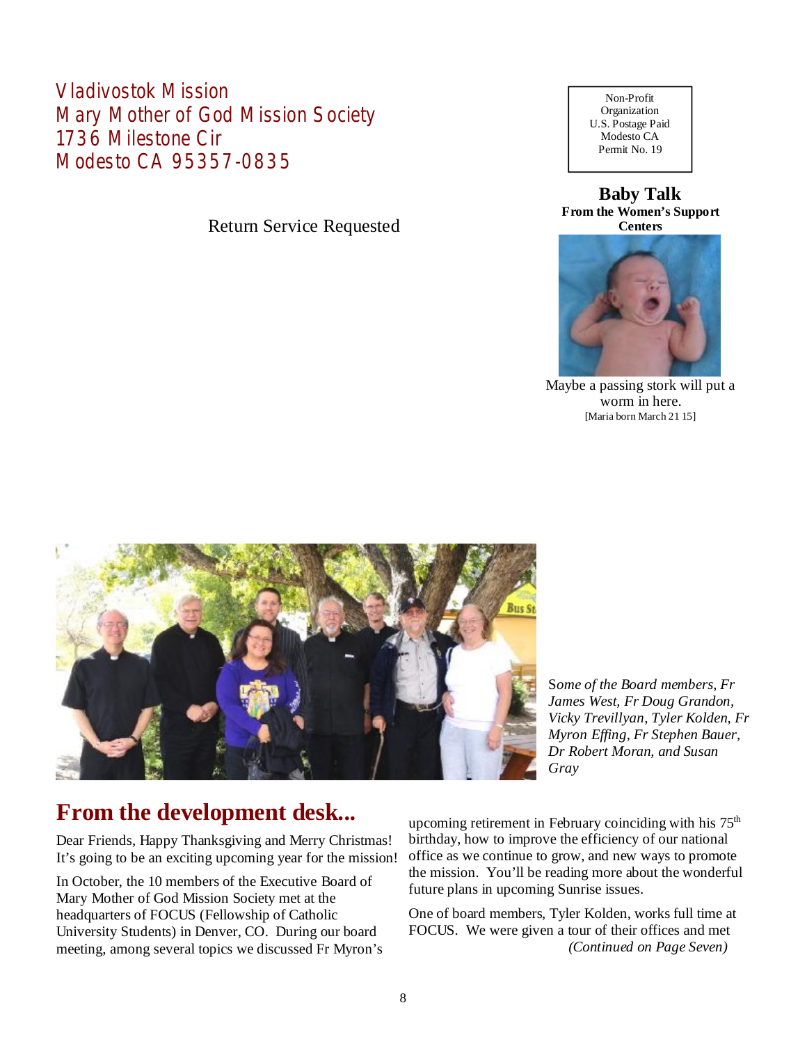Vladivostok Mission
Mary Mother of God Mission Society
1736 Milestone Cir
Modesto CA 95357-0835

Return Service Requested

Non-Profit Organization
U.S. Postage Paid
Modesto CA
Permit No. 19

## Baby Talk

**From the Women's Support Centers**

Maybe a passing stork will put a worm in here.
[Maria born March 21 15]

S*ome of the Board members, Fr James West, Fr Doug Grandon, Vicky Trevillyan, Tyler Kolden, Fr Myron Effing, Fr Stephen Bauer, Dr Robert Moran, and Susan Gray*

# From the development desk...

Dear Friends, Happy Thanksgiving and Merry Christmas! It's going to be an exciting upcoming year for the mission!

In October, the 10 members of the Executive Board of Mary Mother of God Mission Society met at the headquarters of FOCUS (Fellowship of Catholic University Students) in Denver, CO. During our board meeting, among several topics we discussed Fr Myron's upcoming retirement in February coinciding with his 75th birthday, how to improve the efficiency of our national office as we continue to grow, and new ways to promote the mission. You'll be reading more about the wonderful future plans in upcoming Sunrise issues.

One of board members, Tyler Kolden, works full time at FOCUS. We were given a tour of their offices and met

*(Continued on Page Seven)*